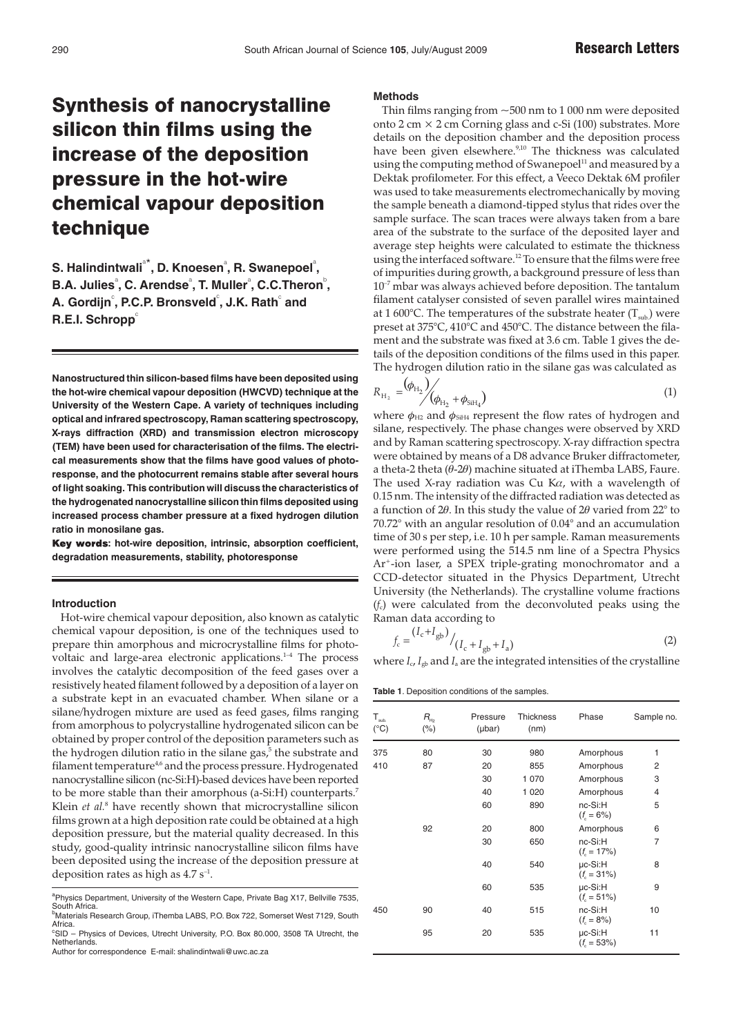# Synthesis of nanocrystalline silicon thin films using the increase of the deposition pressure in the hot-wire chemical vapour deposition technique

**S. Halindintwali[a*], D. Knoesen[a], R. Swanepoel[a], B.A. Julies[a], C. Arendse[a], T. Muller[a], C.C.Theron[b], A. Gordijn[c], P.C.P. Bronsveld[c], J.K. Rath[c] and R.E.I. Schropp[c]**

**Nanostructured thin silicon-based films have been deposited using the hot-wire chemical vapour deposition (HWCVD) technique at the University of the Western Cape. A variety of techniques including optical and infrared spectroscopy, Raman scattering spectroscopy, X-rays diffraction (XRD) and transmission electron microscopy (TEM) have been used for characterisation of the films. The electrical measurements show that the films have good values of photoresponse, and the photocurrent remains stable after several hours of light soaking. This contribution will discuss the characteristics of the hydrogenated nanocrystalline silicon thin films deposited using increased process chamber pressure at a fixed hydrogen dilution ratio in monosilane gas.**

**Key words: hot-wire deposition, intrinsic, absorption coefficient, degradation measurements, stability, photoresponse**

## Introduction

Hot-wire chemical vapour deposition, also known as catalytic chemical vapour deposition, is one of the techniques used to prepare thin amorphous and microcrystalline films for photovoltaic and large-area electronic applications.[1–4] The process involves the catalytic decomposition of the feed gases over a resistively heated filament followed by a deposition of a layer on a substrate kept in an evacuated chamber. When silane or a silane/hydrogen mixture are used as feed gases, films ranging from amorphous to polycrystalline hydrogenated silicon can be obtained by proper control of the deposition parameters such as the hydrogen dilution ratio in the silane gas,[5] the substrate and filament temperature[4,6] and the process pressure. Hydrogenated nanocrystalline silicon (nc-Si:H)-based devices have been reported to be more stable than their amorphous (a-Si:H) counterparts.[7] Klein *et al.*[8] have recently shown that microcrystalline silicon films grown at a high deposition rate could be obtained at a high deposition pressure, but the material quality decreased. In this study, good-quality intrinsic nanocrystalline silicon films have been deposited using the increase of the deposition pressure at deposition rates as high as 4.7 $s^{-1}$.

[a]Physics Department, University of the Western Cape, Private Bag X17, Bellville 7535, South Africa.
[b]Materials Research Group, iThemba LABS, P.O. Box 722, Somerset West 7129, South Africa.
[c]SID – Physics of Devices, Utrecht University, P.O. Box 80.000, 3508 TA Utrecht, the Netherlands.
Author for correspondence E-mail: shalindintwali@uwc.ac.za

## Methods

Thin films ranging from ~500 nm to 1 000 nm were deposited onto 2 cm × 2 cm Corning glass and c-Si (100) substrates. More details on the deposition chamber and the deposition process have been given elsewhere.[9,10] The thickness was calculated using the computing method of Swanepoel[11] and measured by a Dektak profilometer. For this effect, a Veeco Dektak 6M profiler was used to take measurements electromechanically by moving the sample beneath a diamond-tipped stylus that rides over the sample surface. The scan traces were always taken from a bare area of the substrate to the surface of the deposited layer and average step heights were calculated to estimate the thickness using the interfaced software.[12] To ensure that the films were free of impurities during growth, a background pressure of less than $10^{-7}$ mbar was always achieved before deposition. The tantalum filament catalyser consisted of seven parallel wires maintained at 1 600°C. The temperatures of the substrate heater ($T_{sub}$) were preset at 375°C, 410°C and 450°C. The distance between the filament and the substrate was fixed at 3.6 cm. Table 1 gives the details of the deposition conditions of the films used in this paper. The hydrogen dilution ratio in the silane gas was calculated as

$$R_{H_2} = (\phi_{H_2}) / (\phi_{H_2} + \phi_{SiH_4}) \tag{1}$$

where $\phi_{H2}$ and $\phi_{SiH4}$ represent the flow rates of hydrogen and silane, respectively. The phase changes were observed by XRD and by Raman scattering spectroscopy. X-ray diffraction spectra were obtained by means of a D8 advance Bruker diffractometer, a theta-2 theta ($\theta$-2$\theta$) machine situated at iThemba LABS, Faure. The used X-ray radiation was Cu K$\alpha$, with a wavelength of 0.15 nm. The intensity of the diffracted radiation was detected as a function of 2$\theta$. In this study the value of 2$\theta$ varied from 22° to 70.72° with an angular resolution of 0.04° and an accumulation time of 30 s per step, i.e. 10 h per sample. Raman measurements were performed using the 514.5 nm line of a Spectra Physics $Ar^+$-ion laser, a SPEX triple-grating monochromator and a CCD-detector situated in the Physics Department, Utrecht University (the Netherlands). The crystalline volume fractions ($f_c$) were calculated from the deconvoluted peaks using the Raman data according to

$$f_c = (I_c + I_{gb}) / (I_c + I_{gb} + I_a) \tag{2}$$

where $I_c$, $I_{gb}$ and $I_a$ are the integrated intensities of the crystalline

**Table 1**. Deposition conditions of the samples.

| $T_{sub}$ (°C) | $R_{H_2}$ (%) | Pressure (μbar) | Thickness (nm) | Phase | Sample no. |
|---|---|---|---|---|---|
| 375 | 80 | 30 | 980 | Amorphous | 1 |
| 410 | 87 | 20 | 855 | Amorphous | 2 |
| | | 30 | 1 070 | Amorphous | 3 |
| | | 40 | 1 020 | Amorphous | 4 |
| | | 60 | 890 | nc-Si:H ($f_c$ = 6%) | 5 |
| | 92 | 20 | 800 | Amorphous | 6 |
| | | 30 | 650 | nc-Si:H ($f_c$ = 17%) | 7 |
| | | 40 | 540 | μc-Si:H ($f_c$ = 31%) | 8 |
| | | 60 | 535 | μc-Si:H ($f_c$ = 51%) | 9 |
| 450 | 90 | 40 | 515 | nc-Si:H ($f_c$ = 8%) | 10 |
| | 95 | 20 | 535 | μc-Si:H ($f_c$ = 53%) | 11 |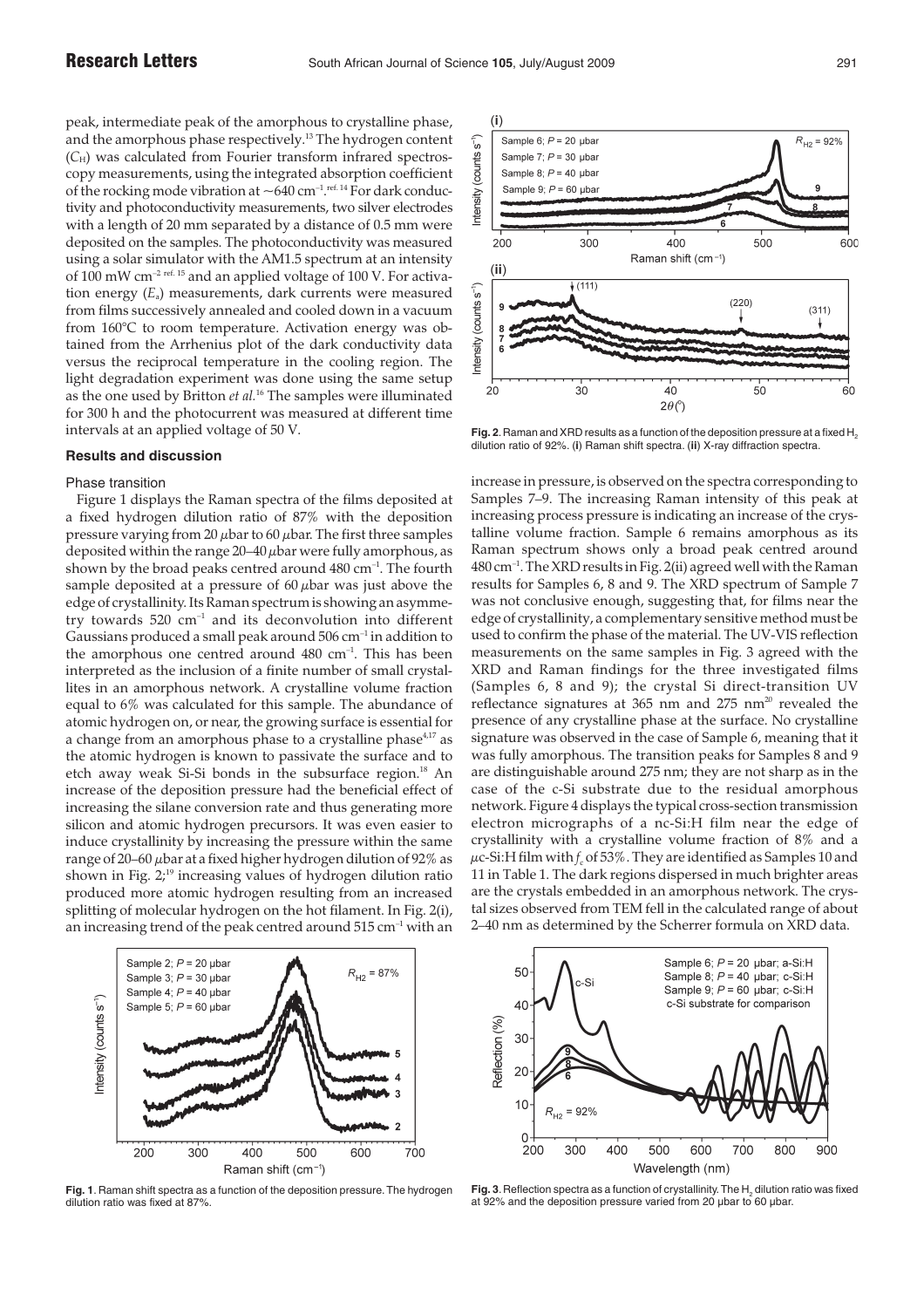peak, intermediate peak of the amorphous to crystalline phase, and the amorphous phase respectively.[13] The hydrogen content ($C_H$) was calculated from Fourier transform infrared spectroscopy measurements, using the integrated absorption coefficient of the rocking mode vibration at ~640 cm$^{-1}$.[ref. 14] For dark conductivity and photoconductivity measurements, two silver electrodes with a length of 20 mm separated by a distance of 0.5 mm were deposited on the samples. The photoconductivity was measured using a solar simulator with the AM1.5 spectrum at an intensity of 100 mW cm$^{-2}$ [ref. 15] and an applied voltage of 100 V. For activation energy ($E_a$) measurements, dark currents were measured from films successively annealed and cooled down in a vacuum from 160°C to room temperature. Activation energy was obtained from the Arrhenius plot of the dark conductivity data versus the reciprocal temperature in the cooling region. The light degradation experiment was done using the same setup as the one used by Britton *et al.*[16] The samples were illuminated for 300 h and the photocurrent was measured at different time intervals at an applied voltage of 50 V.

## Results and discussion

### Phase transition

Figure 1 displays the Raman spectra of the films deposited at a fixed hydrogen dilution ratio of 87% with the deposition pressure varying from 20 $\mu$bar to 60 $\mu$bar. The first three samples deposited within the range 20–40 $\mu$bar were fully amorphous, as shown by the broad peaks centred around 480 cm$^{-1}$. The fourth sample deposited at a pressure of 60 $\mu$bar was just above the edge of crystallinity. Its Raman spectrum is showing an asymmetry towards 520 cm$^{-1}$ and its deconvolution into different Gaussians produced a small peak around 506 cm$^{-1}$ in addition to the amorphous one centred around 480 cm$^{-1}$. This has been interpreted as the inclusion of a finite number of small crystallites in an amorphous network. A crystalline volume fraction equal to 6% was calculated for this sample. The abundance of atomic hydrogen on, or near, the growing surface is essential for a change from an amorphous phase to a crystalline phase[4,17] as the atomic hydrogen is known to passivate the surface and to etch away weak Si-Si bonds in the subsurface region.[18] An increase of the deposition pressure had the beneficial effect of increasing the silane conversion rate and thus generating more silicon and atomic hydrogen precursors. It was even easier to induce crystallinity by increasing the pressure within the same range of 20–60 $\mu$bar at a fixed higher hydrogen dilution of 92% as shown in Fig. 2;[19] increasing values of hydrogen dilution ratio produced more atomic hydrogen resulting from an increased splitting of molecular hydrogen on the hot filament. In Fig. 2(i), an increasing trend of the peak centred around 515 cm$^{-1}$ with an increase in pressure, is observed on the spectra corresponding to Samples 7–9. The increasing Raman intensity of this peak at increasing process pressure is indicating an increase of the crystalline volume fraction. Sample 6 remains amorphous as its Raman spectrum shows only a broad peak centred around 480 cm$^{-1}$. The XRD results in Fig. 2(ii) agreed well with the Raman results for Samples 6, 8 and 9. The XRD spectrum of Sample 7 was not conclusive enough, suggesting that, for films near the edge of crystallinity, a complementary sensitive method must be used to confirm the phase of the material. The UV-VIS reflection measurements on the same samples in Fig. 3 agreed with the XRD and Raman findings for the three investigated films (Samples 6, 8 and 9); the crystal Si direct-transition UV reflectance signatures at 365 nm and 275 nm[20] revealed the presence of any crystalline phase at the surface. No crystalline signature was observed in the case of Sample 6, meaning that it was fully amorphous. The transition peaks for Samples 8 and 9 are distinguishable around 275 nm; they are not sharp as in the case of the c-Si substrate due to the residual amorphous network. Figure 4 displays the typical cross-section transmission electron micrographs of a nc-Si:H film near the edge of crystallinity with a crystalline volume fraction of 8% and a $\mu$c-Si:H film with $f_c$ of 53%. They are identified as Samples 10 and 11 in Table 1. The dark regions dispersed in much brighter areas are the crystals embedded in an amorphous network. The crystal sizes observed from TEM fell in the calculated range of about 2–40 nm as determined by the Scherrer formula on XRD data.

**Fig. 1**. Raman shift spectra as a function of the deposition pressure. The hydrogen dilution ratio was fixed at 87%.

**Fig. 2**. Raman and XRD results as a function of the deposition pressure at a fixed $H_2$ dilution ratio of 92%. (**i**) Raman shift spectra. (**ii**) X-ray diffraction spectra.

**Fig. 3**. Reflection spectra as a function of crystallinity. The $H_2$ dilution ratio was fixed at 92% and the deposition pressure varied from 20 μbar to 60 μbar.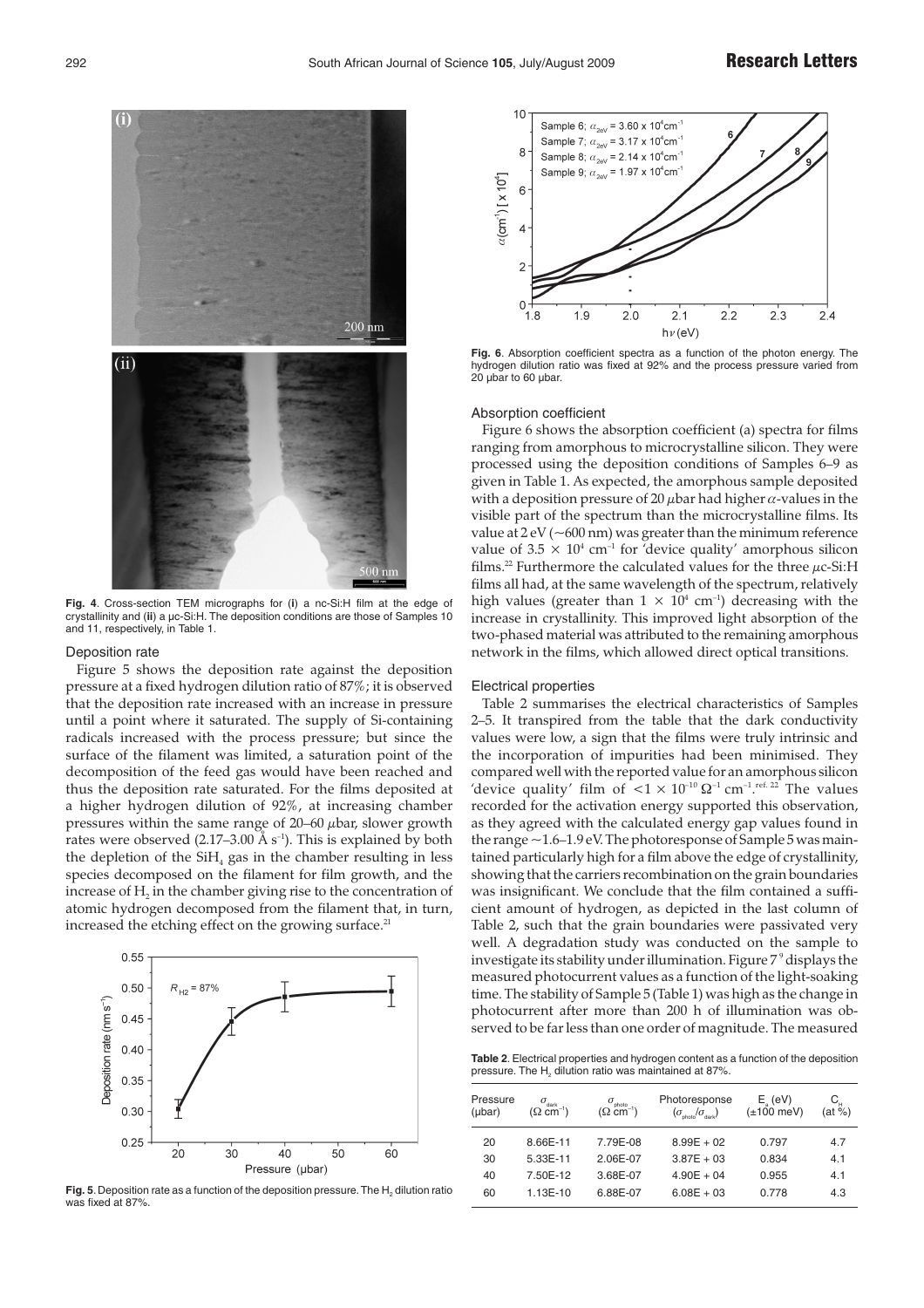**Fig. 4**. Cross-section TEM micrographs for (**i**) a nc-Si:H film at the edge of crystallinity and (**ii**) a μc-Si:H. The deposition conditions are those of Samples 10 and 11, respectively, in Table 1.

### Deposition rate

Figure 5 shows the deposition rate against the deposition pressure at a fixed hydrogen dilution ratio of 87%; it is observed that the deposition rate increased with an increase in pressure until a point where it saturated. The supply of Si-containing radicals increased with the process pressure; but since the surface of the filament was limited, a saturation point of the decomposition of the feed gas would have been reached and thus the deposition rate saturated. For the films deposited at a higher hydrogen dilution of 92%, at increasing chamber pressures within the same range of 20–60 $\mu$bar, slower growth rates were observed (2.17–3.00 Å $s^{-1}$). This is explained by both the depletion of the $SiH_4$ gas in the chamber resulting in less species decomposed on the filament for film growth, and the increase of $H_2$ in the chamber giving rise to the concentration of atomic hydrogen decomposed from the filament that, in turn, increased the etching effect on the growing surface.[21]

**Fig. 5**. Deposition rate as a function of the deposition pressure. The $H_2$ dilution ratio was fixed at 87%.

**Fig. 6**. Absorption coefficient spectra as a function of the photon energy. The hydrogen dilution ratio was fixed at 92% and the process pressure varied from 20 μbar to 60 μbar.

### Absorption coefficient

Figure 6 shows the absorption coefficient (a) spectra for films ranging from amorphous to microcrystalline silicon. They were processed using the deposition conditions of Samples 6–9 as given in Table 1. As expected, the amorphous sample deposited with a deposition pressure of 20 $\mu$bar had higher $\alpha$-values in the visible part of the spectrum than the microcrystalline films. Its value at 2 eV (~600 nm) was greater than the minimum reference value of $3.5 \times 10^4$ $cm^{-1}$ for 'device quality' amorphous silicon films.[22] Furthermore the calculated values for the three $\mu$c-Si:H films all had, at the same wavelength of the spectrum, relatively high values (greater than $1 \times 10^4$ $cm^{-1}$) decreasing with the increase in crystallinity. This improved light absorption of the two-phased material was attributed to the remaining amorphous network in the films, which allowed direct optical transitions.

### Electrical properties

Table 2 summarises the electrical characteristics of Samples 2–5. It transpired from the table that the dark conductivity values were low, a sign that the films were truly intrinsic and the incorporation of impurities had been minimised. They compared well with the reported value for an amorphous silicon 'device quality' film of $<1 \times 10^{-10}$ $\Omega^{-1}$ $cm^{-1}$.[ref. 22] The values recorded for the activation energy supported this observation, as they agreed with the calculated energy gap values found in the range ~1.6–1.9 eV. The photoresponse of Sample 5 was maintained particularly high for a film above the edge of crystallinity, showing that the carriers recombination on the grain boundaries was insignificant. We conclude that the film contained a sufficient amount of hydrogen, as depicted in the last column of Table 2, such that the grain boundaries were passivated very well. A degradation study was conducted on the sample to investigate its stability under illumination. Figure 7[9] displays the measured photocurrent values as a function of the light-soaking time. The stability of Sample 5 (Table 1) was high as the change in photocurrent after more than 200 h of illumination was observed to be far less than one order of magnitude. The measured

**Table 2**. Electrical properties and hydrogen content as a function of the deposition pressure. The $H_2$ dilution ratio was maintained at 87%.

| Pressure (μbar) | $\sigma_{dark}$ ($\Omega$ $cm^{-1}$) | $\sigma_{photo}$ ($\Omega$ $cm^{-1}$) | Photoresponse ($\sigma_{photo}/\sigma_{dark}$) | $E_a$ (eV) (±100 meV) | $C_H$ (at %) |
|---|---|---|---|---|---|
| 20 | 8.66E-11 | 7.79E-08 | 8.99E + 02 | 0.797 | 4.7 |
| 30 | 5.33E-11 | 2.06E-07 | 3.87E + 03 | 0.834 | 4.1 |
| 40 | 7.50E-12 | 3.68E-07 | 4.90E + 04 | 0.955 | 4.1 |
| 60 | 1.13E-10 | 6.88E-07 | 6.08E + 03 | 0.778 | 4.3 |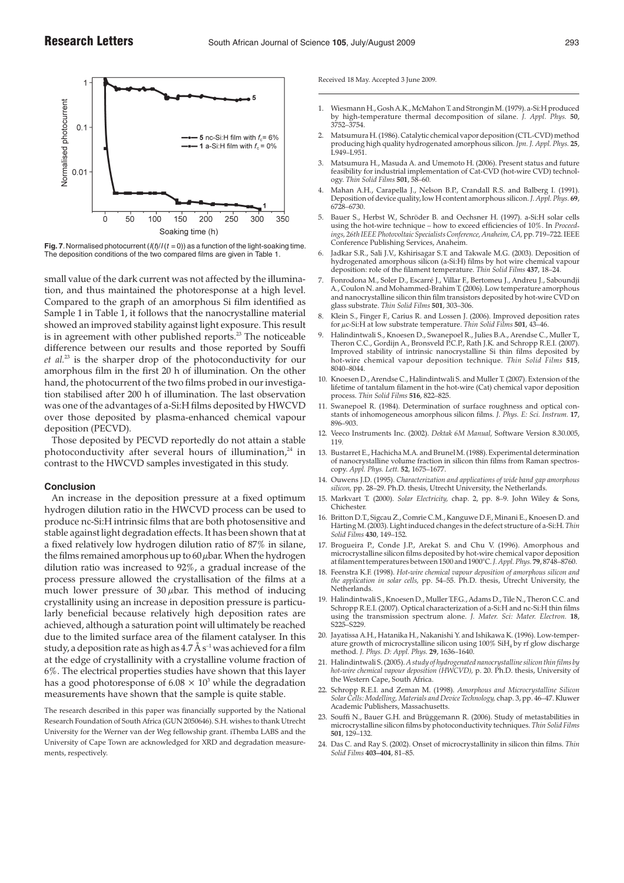1

0.1

0.01

Normalised photocurrent

0 50 100 150 200 250 300 350

Soaking time (h)

5 nc-Si:H film with $f_c$ = 6%

1 a-Si:H film with $f_c$ = 0%

5

1

**Fig. 7**. Normalised photocurrent ($I(t)/I(t = 0)$) as a function of the light-soaking time. The deposition conditions of the two compared films are given in Table 1.

small value of the dark current was not affected by the illumination, and thus maintained the photoresponse at a high level. Compared to the graph of an amorphous Si film identified as Sample 1 in Table 1, it follows that the nanocrystalline material showed an improved stability against light exposure. This result is in agreement with other published reports.[23] The noticeable difference between our results and those reported by Souffi *et al.*[23] is the sharper drop of the photoconductivity for our amorphous film in the first 20 h of illumination. On the other hand, the photocurrent of the two films probed in our investigation stabilised after 200 h of illumination. The last observation was one of the advantages of a-Si:H films deposited by HWCVD over those deposited by plasma-enhanced chemical vapour deposition (PECVD).

Those deposited by PECVD reportedly do not attain a stable photoconductivity after several hours of illumination,[24] in contrast to the HWCVD samples investigated in this study.

#### Conclusion

An increase in the deposition pressure at a fixed optimum hydrogen dilution ratio in the HWCVD process can be used to produce nc-Si:H intrinsic films that are both photosensitive and stable against light degradation effects. It has been shown that at a fixed relatively low hydrogen dilution ratio of 87% in silane, the films remained amorphous up to 60 $\mu$bar. When the hydrogen dilution ratio was increased to 92%, a gradual increase of the process pressure allowed the crystallisation of the films at a much lower pressure of 30 $\mu$bar. This method of inducing crystallinity using an increase in deposition pressure is particularly beneficial because relatively high deposition rates are achieved, although a saturation point will ultimately be reached due to the limited surface area of the filament catalyser. In this study, a deposition rate as high as 4.7 Å $s^{-1}$ was achieved for a film at the edge of crystallinity with a crystalline volume fraction of 6%. The electrical properties studies have shown that this layer has a good photoresponse of $6.08 \times 10^3$ while the degradation measurements have shown that the sample is quite stable.

The research described in this paper was financially supported by the National Research Foundation of South Africa (GUN 2050646). S.H. wishes to thank Utrecht University for the Werner van der Weg fellowship grant. iThemba LABS and the University of Cape Town are acknowledged for XRD and degradation measurements, respectively.

Received 18 May. Accepted 3 June 2009.

1. Wiesmann H., Gosh A.K., McMahon T. and Strongin M. (1979). a-Si:H produced by high-temperature thermal decomposition of silane. *J. Appl. Phys.* **50**, 3752–3754.
2. Matsumura H. (1986). Catalytic chemical vapor deposition (CTL-CVD) method producing high quality hydrogenated amorphous silicon. *Jpn. J. Appl. Phys.* **25**, L949–L951.
3. Matsumura H., Masuda A. and Umemoto H. (2006). Present status and future feasibility for industrial implementation of Cat-CVD (hot-wire CVD) technology. *Thin Solid Films* **501**, 58–60.
4. Mahan A.H., Carapella J., Nelson B.P., Crandall R.S. and Balberg I. (1991). Deposition of device quality, low H content amorphous silicon. *J. Appl. Phys.* **69**, 6728–6730.
5. Bauer S., Herbst W., Schröder B. and Oechsner H. (1997). a-Si:H solar cells using the hot-wire technique – how to exceed efficiencies of 10%. In *Proceedings, 26th IEEE Photovoltaic Specialists Conference, Anaheim, CA,* pp. 719–722. IEEE Conference Publishing Services, Anaheim.
6. Jadkar S.R., Sali J.V., Kshirisagar S.T. and Takwale M.G. (2003). Deposition of hydrogenated amorphous silicon (a-Si:H) films by hot wire chemical vapour deposition: role of the filament temperature. *Thin Solid Films* **437**, 18–24.
7. Fonrodona M., Soler D., Escarré J., Villar F., Bertomeu J., Andreu J., Saboundji A., Coulon N. and Mohammed-Brahim T. (2006). Low temperature amorphous and nanocrystalline silicon thin film transistors deposited by hot-wire CVD on glass substrate. *Thin Solid Films* **501**, 303–306.
8. Klein S., Finger F., Carius R. and Lossen J. (2006). Improved deposition rates for $\mu$c-Si:H at low substrate temperature. *Thin Solid Films* **501**, 43–46.
9. Halindintwali S., Knoesen D., Swanepoel R., Julies B.A., Arendse C., Muller T., Theron C.C., Gordijn A., Bronsveld P.C.P., Rath J.K. and Schropp R.E.I. (2007). Improved stability of intrinsic nanocrystalline Si thin films deposited by hot-wire chemical vapour deposition technique. *Thin Solid Films* **515**, 8040–8044.
10. Knoesen D., Arendse C., Halindintwali S. and Muller T. (2007). Extension of the lifetime of tantalum filament in the hot-wire (Cat) chemical vapor deposition process. *Thin Solid Films* **516**, 822–825.
11. Swanepoel R. (1984). Determination of surface roughness and optical constants of inhomogeneous amorphous silicon films. *J. Phys. E: Sci. Instrum.* **17**, 896–903.
12. Veeco Instruments Inc. (2002). *Dektak 6M Manual,* Software Version 8.30.005, 119.
13. Bustarret E., Hachicha M.A. and Brunel M. (1988). Experimental determination of nanocrystalline volume fraction in silicon thin films from Raman spectroscopy. *Appl. Phys. Lett.* **52**, 1675–1677.
14. Ouwens J.D. (1995). *Characterization and applications of wide band gap amorphous silicon,* pp. 28–29. Ph.D. thesis, Utrecht University, the Netherlands.
15. Markvart T. (2000). *Solar Electricity,* chap. 2, pp. 8–9. John Wiley & Sons, Chichester.
16. Britton D.T., Sigcau Z., Comrie C.M., Kanguwe D.F., Minani E., Knoesen D. and Härting M. (2003). Light induced changes in the defect structure of a-Si:H. *Thin Solid Films* **430**, 149–152.
17. Brogueira P., Conde J.P., Arekat S. and Chu V. (1996). Amorphous and microcrystalline silicon films deposited by hot-wire chemical vapor deposition at filament temperatures between 1500 and 1900°C. *J. Appl. Phys.* **79**, 8748–8760.
18. Feenstra K.F. (1998). *Hot-wire chemical vapour deposition of amorphous silicon and the application in solar cells,* pp. 54–55. Ph.D. thesis, Utrecht University, the Netherlands.
19. Halindintwali S., Knoesen D., Muller T.F.G., Adams D., Tile N., Theron C.C. and Schropp R.E.I. (2007). Optical characterization of a-Si:H and nc-Si:H thin films using the transmission spectrum alone. *J. Mater. Sci: Mater. Electron.* **18**, S225–S229.
20. Jayatissa A.H., Hatanika H., Nakanishi Y. and Ishikawa K. (1996). Low-temperature growth of microcrystalline silicon using 100% $SiH_4$ by rf glow discharge method. *J. Phys. D: Appl. Phys.* **29**, 1636–1640.
21. Halindintwali S. (2005). *A study of hydrogenated nanocrystalline silicon thin films by hot-wire chemical vapour deposition (HWCVD),* p. 20. Ph.D. thesis, University of the Western Cape, South Africa.
22. Schropp R.E.I. and Zeman M. (1998). *Amorphous and Microcrystalline Silicon Solar Cells: Modelling, Materials and Device Technology,* chap. 3, pp. 46–47. Kluwer Academic Publishers, Massachusetts.
23. Souffi N., Bauer G.H. and Brüggemann R. (2006). Study of metastabilities in microcrystalline silicon films by photoconductivity techniques. *Thin Solid Films* **501**, 129–132.
24. Das C. and Ray S. (2002). Onset of microcrystallinity in silicon thin films. *Thin Solid Films* **403–404**, 81–85.